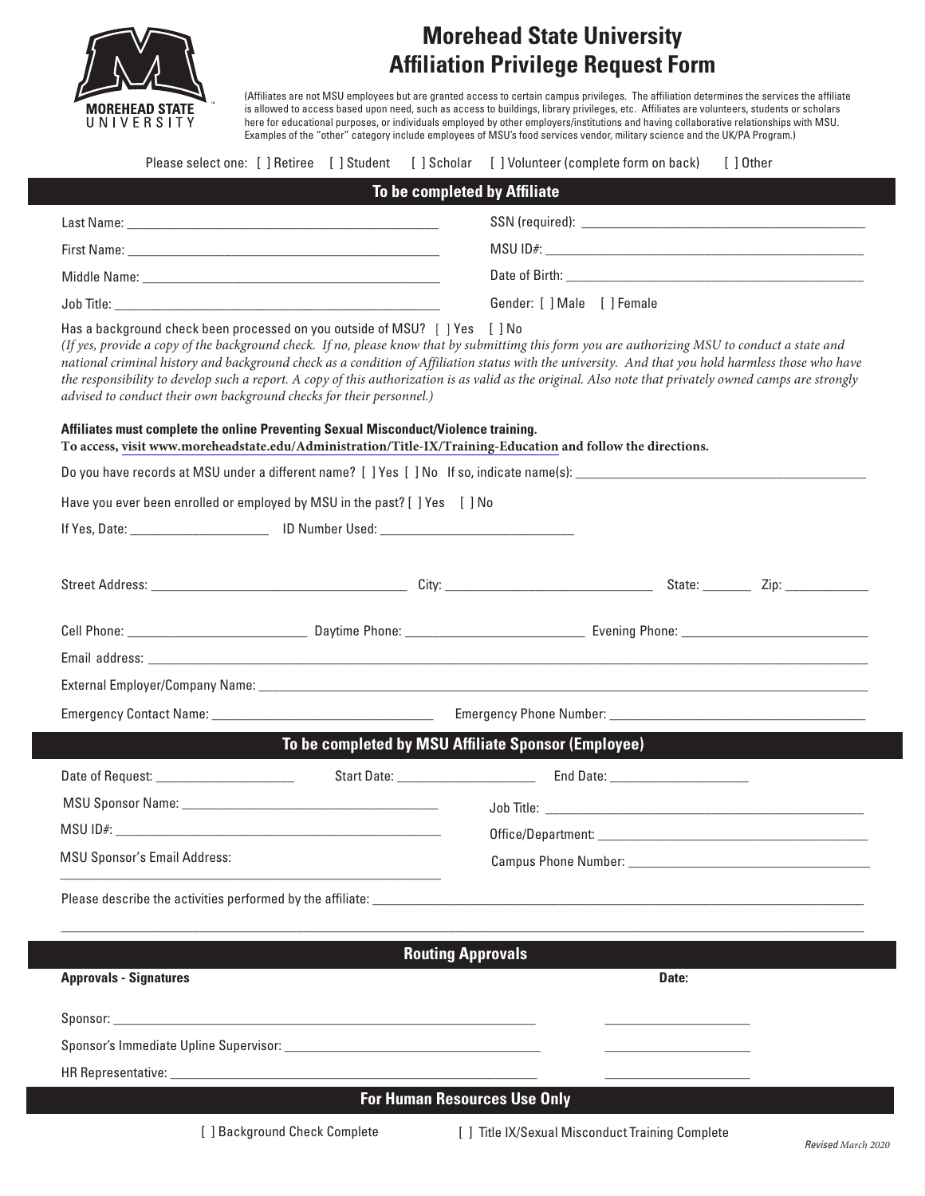# Morehead State University Affiliation Privilege Request Form

(Affiliates are not MSU employees but are granted access to certain campus privileges. The affiliation determines the services the affiliate is allowed to access based upon need, such as access to buildings, library privileges, etc. Affiliates are volunteers, students or scholars here for educational purposes, or individuals employed by other employers/institutions and having collaborative relationships with MSU. Examples of the "other" category include employees of MSU's food services vendor, military science and the UK/PA Program.)

Please select one: [ ] Retiree [ ] Student [ ] Scholar [ ] Volunteer (complete form on back) [ ] Other

## To be completed by Affiliate

Last Name: ______________________________ SSN (required): ______________________________

First Name: ______________________________ MSU ID#: ______________________________

Middle Name: ______________________________ Date of Birth: ______________________________

Job Title: ______________________________ Gender: [ ] Male [ ] Female

Has a background check been processed on you outside of MSU? [ ] Yes [ ] No
*(If yes, provide a copy of the background check. If no, please know that by submittimg this form you are authorizing MSU to conduct a state and national criminal history and background check as a condition of Affiliation status with the university. And that you hold harmless those who have the responsibility to develop such a report. A copy of this authorization is as valid as the original. Also note that privately owned camps are strongly advised to conduct their own background checks for their personnel.)*

**Affiliates must complete the online Preventing Sexual Misconduct/Violence training.**
**To access, visit www.moreheadstate.edu/Administration/Title-IX/Training-Education and follow the directions.**

Do you have records at MSU under a different name? [ ] Yes [ ] No If so, indicate name(s): ______________________________

Have you ever been enrolled or employed by MSU in the past? [ ] Yes [ ] No

If Yes, Date: ____________________ ID Number Used: ______________________________

Street Address: ______________________________ City: ______________________________ State: _______ Zip: ____________

Cell Phone: ____________________ Daytime Phone: ____________________ Evening Phone: ____________________

Email address: ______________________________

External Employer/Company Name: ______________________________

Emergency Contact Name: ______________________________ Emergency Phone Number: ______________________________

## To be completed by MSU Affiliate Sponsor (Employee)

Date of Request: ____________________ Start Date: ____________________ End Date: ____________________

MSU Sponsor Name: ______________________________ Job Title: ______________________________

MSU ID#: ______________________________ Office/Department: ______________________________

MSU Sponsor's Email Address: ______________________________ Campus Phone Number: ______________________________

Please describe the activities performed by the affiliate: ______________________________

______________________________________________________________________

## Routing Approvals

| Approvals - Signatures | Date: |
|---|---|
| Sponsor: ______________________________ | ____________________ |
| Sponsor's Immediate Upline Supervisor: ______________________________ | ____________________ |
| HR Representative: ______________________________ | ____________________ |

## For Human Resources Use Only

[ ] Background Check Complete [ ] Title IX/Sexual Misconduct Training Complete

*Revised March 2020*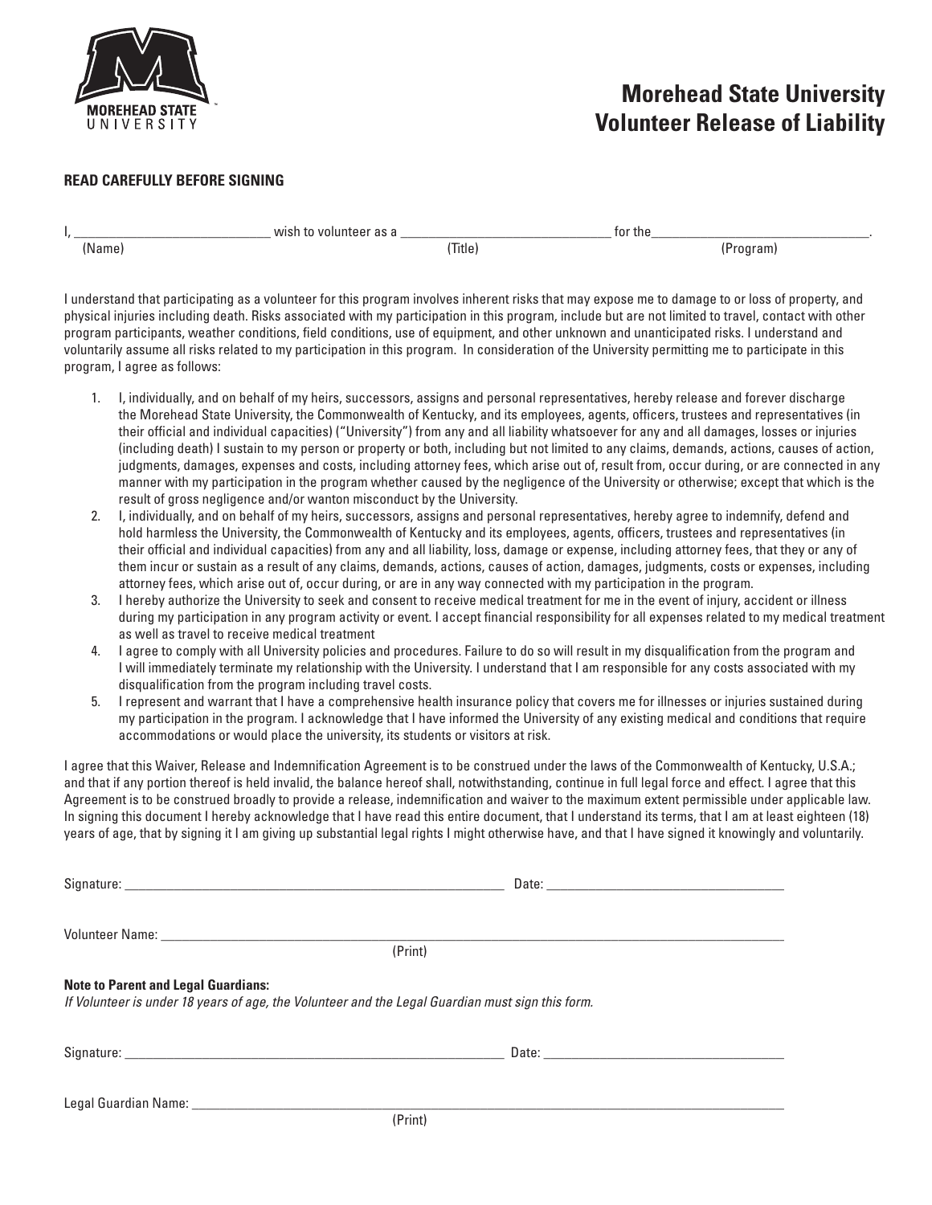# Morehead State University Volunteer Release of Liability

**READ CAREFULLY BEFORE SIGNING**

I, ____________________________ wish to volunteer as a ______________________________ for the_______________________________.
(Name) (Title) (Program)

I understand that participating as a volunteer for this program involves inherent risks that may expose me to damage to or loss of property, and physical injuries including death. Risks associated with my participation in this program, include but are not limited to travel, contact with other program participants, weather conditions, field conditions, use of equipment, and other unknown and unanticipated risks. I understand and voluntarily assume all risks related to my participation in this program. In consideration of the University permitting me to participate in this program, I agree as follows:

1. I, individually, and on behalf of my heirs, successors, assigns and personal representatives, hereby release and forever discharge the Morehead State University, the Commonwealth of Kentucky, and its employees, agents, officers, trustees and representatives (in their official and individual capacities) ("University") from any and all liability whatsoever for any and all damages, losses or injuries (including death) I sustain to my person or property or both, including but not limited to any claims, demands, actions, causes of action, judgments, damages, expenses and costs, including attorney fees, which arise out of, result from, occur during, or are connected in any manner with my participation in the program whether caused by the negligence of the University or otherwise; except that which is the result of gross negligence and/or wanton misconduct by the University.
2. I, individually, and on behalf of my heirs, successors, assigns and personal representatives, hereby agree to indemnify, defend and hold harmless the University, the Commonwealth of Kentucky and its employees, agents, officers, trustees and representatives (in their official and individual capacities) from any and all liability, loss, damage or expense, including attorney fees, that they or any of them incur or sustain as a result of any claims, demands, actions, causes of action, damages, judgments, costs or expenses, including attorney fees, which arise out of, occur during, or are in any way connected with my participation in the program.
3. I hereby authorize the University to seek and consent to receive medical treatment for me in the event of injury, accident or illness during my participation in any program activity or event. I accept financial responsibility for all expenses related to my medical treatment as well as travel to receive medical treatment
4. I agree to comply with all University policies and procedures. Failure to do so will result in my disqualification from the program and I will immediately terminate my relationship with the University. I understand that I am responsible for any costs associated with my disqualification from the program including travel costs.
5. I represent and warrant that I have a comprehensive health insurance policy that covers me for illnesses or injuries sustained during my participation in the program. I acknowledge that I have informed the University of any existing medical and conditions that require accommodations or would place the university, its students or visitors at risk.

I agree that this Waiver, Release and Indemnification Agreement is to be construed under the laws of the Commonwealth of Kentucky, U.S.A.; and that if any portion thereof is held invalid, the balance hereof shall, notwithstanding, continue in full legal force and effect. I agree that this Agreement is to be construed broadly to provide a release, indemnification and waiver to the maximum extent permissible under applicable law. In signing this document I hereby acknowledge that I have read this entire document, that I understand its terms, that I am at least eighteen (18) years of age, that by signing it I am giving up substantial legal rights I might otherwise have, and that I have signed it knowingly and voluntarily.

Signature: _______________________________________________ Date: ______________________________

Volunteer Name: _______________________________________________________________________
(Print)

**Note to Parent and Legal Guardians:**
*If Volunteer is under 18 years of age, the Volunteer and the Legal Guardian must sign this form.*

Signature: _______________________________________________ Date: ______________________________

Legal Guardian Name: ___________________________________________________________________
(Print)